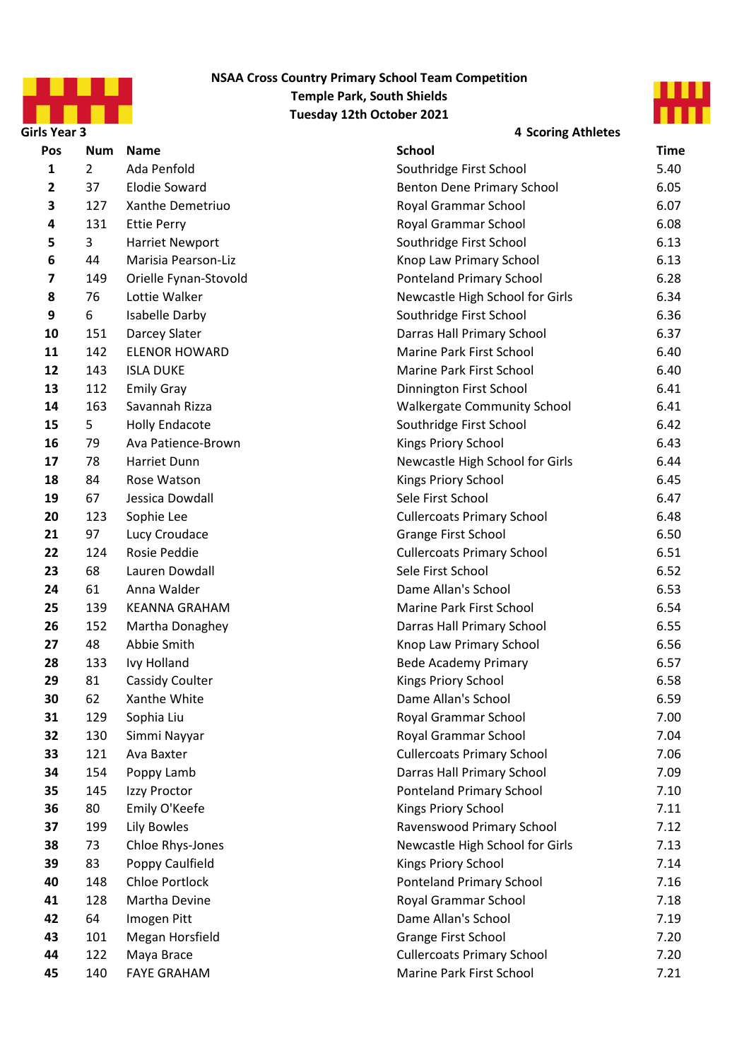**NSAA Cross Country Primary School Team Competition**
**Temple Park, South Shields**
**Tuesday 12th October 2021**

**Girls Year 3** — **4 Scoring Athletes**

| Pos | Num | Name | School | Time |
|---|---|---|---|---|
| 1 | 2 | Ada Penfold | Southridge First School | 5.40 |
| 2 | 37 | Elodie Soward | Benton Dene Primary School | 6.05 |
| 3 | 127 | Xanthe Demetriuo | Royal Grammar School | 6.07 |
| 4 | 131 | Ettie Perry | Royal Grammar School | 6.08 |
| 5 | 3 | Harriet Newport | Southridge First School | 6.13 |
| 6 | 44 | Marisia Pearson-Liz | Knop Law Primary School | 6.13 |
| 7 | 149 | Orielle Fynan-Stovold | Ponteland Primary School | 6.28 |
| 8 | 76 | Lottie Walker | Newcastle High School for Girls | 6.34 |
| 9 | 6 | Isabelle Darby | Southridge First School | 6.36 |
| 10 | 151 | Darcey Slater | Darras Hall Primary School | 6.37 |
| 11 | 142 | ELENOR HOWARD | Marine Park First School | 6.40 |
| 12 | 143 | ISLA DUKE | Marine Park First School | 6.40 |
| 13 | 112 | Emily Gray | Dinnington First School | 6.41 |
| 14 | 163 | Savannah Rizza | Walkergate Community School | 6.41 |
| 15 | 5 | Holly Endacote | Southridge First School | 6.42 |
| 16 | 79 | Ava Patience-Brown | Kings Priory School | 6.43 |
| 17 | 78 | Harriet Dunn | Newcastle High School for Girls | 6.44 |
| 18 | 84 | Rose Watson | Kings Priory School | 6.45 |
| 19 | 67 | Jessica Dowdall | Sele First School | 6.47 |
| 20 | 123 | Sophie Lee | Cullercoats Primary School | 6.48 |
| 21 | 97 | Lucy Croudace | Grange First School | 6.50 |
| 22 | 124 | Rosie Peddie | Cullercoats Primary School | 6.51 |
| 23 | 68 | Lauren Dowdall | Sele First School | 6.52 |
| 24 | 61 | Anna Walder | Dame Allan's School | 6.53 |
| 25 | 139 | KEANNA GRAHAM | Marine Park First School | 6.54 |
| 26 | 152 | Martha Donaghey | Darras Hall Primary School | 6.55 |
| 27 | 48 | Abbie Smith | Knop Law Primary School | 6.56 |
| 28 | 133 | Ivy Holland | Bede Academy Primary | 6.57 |
| 29 | 81 | Cassidy Coulter | Kings Priory School | 6.58 |
| 30 | 62 | Xanthe White | Dame Allan's School | 6.59 |
| 31 | 129 | Sophia Liu | Royal Grammar School | 7.00 |
| 32 | 130 | Simmi Nayyar | Royal Grammar School | 7.04 |
| 33 | 121 | Ava Baxter | Cullercoats Primary School | 7.06 |
| 34 | 154 | Poppy Lamb | Darras Hall Primary School | 7.09 |
| 35 | 145 | Izzy Proctor | Ponteland Primary School | 7.10 |
| 36 | 80 | Emily O'Keefe | Kings Priory School | 7.11 |
| 37 | 199 | Lily Bowles | Ravenswood Primary School | 7.12 |
| 38 | 73 | Chloe Rhys-Jones | Newcastle High School for Girls | 7.13 |
| 39 | 83 | Poppy Caulfield | Kings Priory School | 7.14 |
| 40 | 148 | Chloe Portlock | Ponteland Primary School | 7.16 |
| 41 | 128 | Martha Devine | Royal Grammar School | 7.18 |
| 42 | 64 | Imogen Pitt | Dame Allan's School | 7.19 |
| 43 | 101 | Megan Horsfield | Grange First School | 7.20 |
| 44 | 122 | Maya Brace | Cullercoats Primary School | 7.20 |
| 45 | 140 | FAYE GRAHAM | Marine Park First School | 7.21 |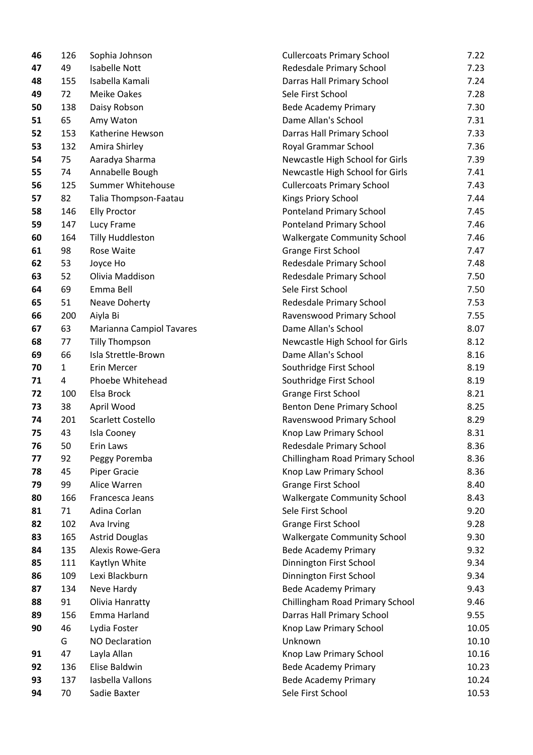| | | | | |
|---|---|---|---|---|
| **46** | 126 | Sophia Johnson | Cullercoats Primary School | 7.22 |
| **47** | 49 | Isabelle Nott | Redesdale Primary School | 7.23 |
| **48** | 155 | Isabella Kamali | Darras Hall Primary School | 7.24 |
| **49** | 72 | Meike Oakes | Sele First School | 7.28 |
| **50** | 138 | Daisy Robson | Bede Academy Primary | 7.30 |
| **51** | 65 | Amy Waton | Dame Allan's School | 7.31 |
| **52** | 153 | Katherine Hewson | Darras Hall Primary School | 7.33 |
| **53** | 132 | Amira Shirley | Royal Grammar School | 7.36 |
| **54** | 75 | Aaradya Sharma | Newcastle High School for Girls | 7.39 |
| **55** | 74 | Annabelle Bough | Newcastle High School for Girls | 7.41 |
| **56** | 125 | Summer Whitehouse | Cullercoats Primary School | 7.43 |
| **57** | 82 | Talia Thompson-Faatau | Kings Priory School | 7.44 |
| **58** | 146 | Elly Proctor | Ponteland Primary School | 7.45 |
| **59** | 147 | Lucy Frame | Ponteland Primary School | 7.46 |
| **60** | 164 | Tilly Huddleston | Walkergate Community School | 7.46 |
| **61** | 98 | Rose Waite | Grange First School | 7.47 |
| **62** | 53 | Joyce Ho | Redesdale Primary School | 7.48 |
| **63** | 52 | Olivia Maddison | Redesdale Primary School | 7.50 |
| **64** | 69 | Emma Bell | Sele First School | 7.50 |
| **65** | 51 | Neave Doherty | Redesdale Primary School | 7.53 |
| **66** | 200 | Aiyla Bi | Ravenswood Primary School | 7.55 |
| **67** | 63 | Marianna Campiol Tavares | Dame Allan's School | 8.07 |
| **68** | 77 | Tilly Thompson | Newcastle High School for Girls | 8.12 |
| **69** | 66 | Isla Strettle-Brown | Dame Allan's School | 8.16 |
| **70** | 1 | Erin Mercer | Southridge First School | 8.19 |
| **71** | 4 | Phoebe Whitehead | Southridge First School | 8.19 |
| **72** | 100 | Elsa Brock | Grange First School | 8.21 |
| **73** | 38 | April Wood | Benton Dene Primary School | 8.25 |
| **74** | 201 | Scarlett Costello | Ravenswood Primary School | 8.29 |
| **75** | 43 | Isla Cooney | Knop Law Primary School | 8.31 |
| **76** | 50 | Erin Laws | Redesdale Primary School | 8.36 |
| **77** | 92 | Peggy Poremba | Chillingham Road Primary School | 8.36 |
| **78** | 45 | Piper Gracie | Knop Law Primary School | 8.36 |
| **79** | 99 | Alice Warren | Grange First School | 8.40 |
| **80** | 166 | Francesca Jeans | Walkergate Community School | 8.43 |
| **81** | 71 | Adina Corlan | Sele First School | 9.20 |
| **82** | 102 | Ava Irving | Grange First School | 9.28 |
| **83** | 165 | Astrid Douglas | Walkergate Community School | 9.30 |
| **84** | 135 | Alexis Rowe-Gera | Bede Academy Primary | 9.32 |
| **85** | 111 | Kaytlyn White | Dinnington First School | 9.34 |
| **86** | 109 | Lexi Blackburn | Dinnington First School | 9.34 |
| **87** | 134 | Neve Hardy | Bede Academy Primary | 9.43 |
| **88** | 91 | Olivia Hanratty | Chillingham Road Primary School | 9.46 |
| **89** | 156 | Emma Harland | Darras Hall Primary School | 9.55 |
| **90** | 46 | Lydia Foster | Knop Law Primary School | 10.05 |
| | G | NO Declaration | Unknown | 10.10 |
| **91** | 47 | Layla Allan | Knop Law Primary School | 10.16 |
| **92** | 136 | Elise Baldwin | Bede Academy Primary | 10.23 |
| **93** | 137 | Iasbella Vallons | Bede Academy Primary | 10.24 |
| **94** | 70 | Sadie Baxter | Sele First School | 10.53 |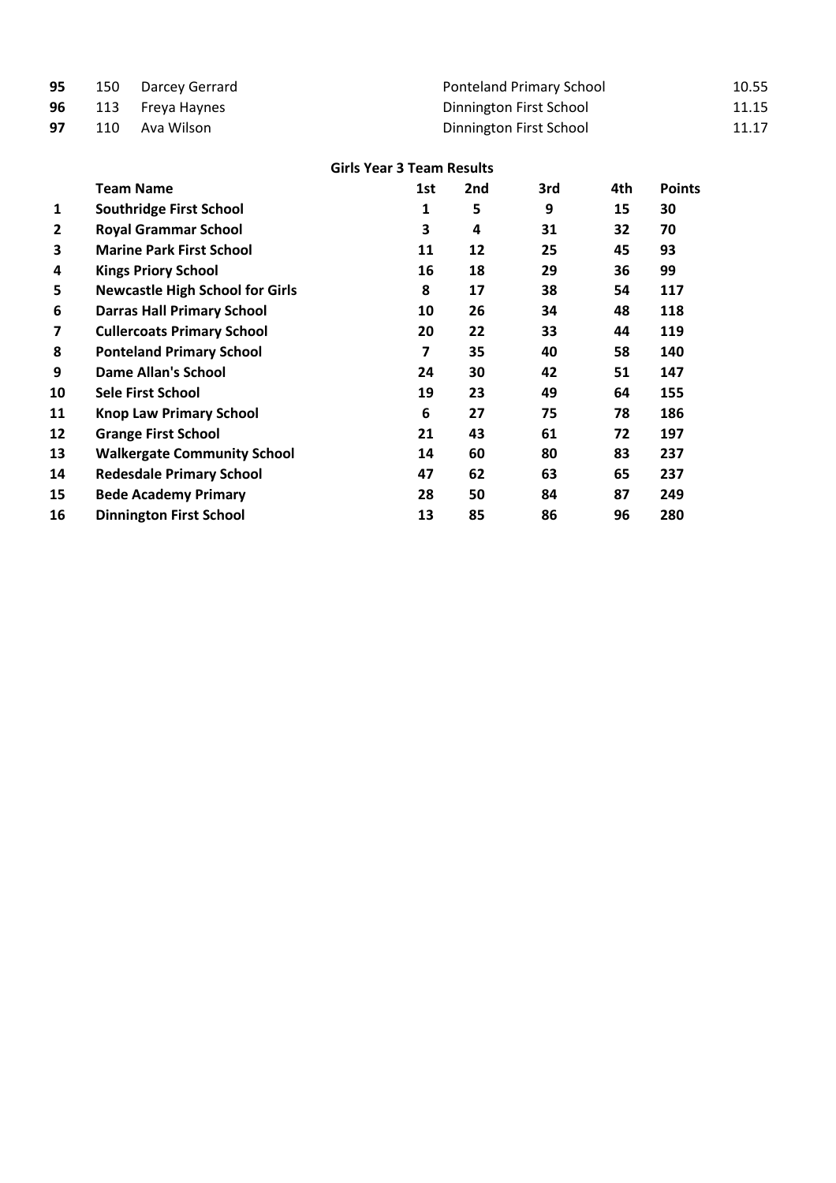| | | | | |
|---|---|---|---|---|
| **95** | 150 | Darcey Gerrard | Ponteland Primary School | 10.55 |
| **96** | 113 | Freya Haynes | Dinnington First School | 11.15 |
| **97** | 110 | Ava Wilson | Dinnington First School | 11.17 |

**Girls Year 3 Team Results**

| | Team Name | 1st | 2nd | 3rd | 4th | Points |
|---|---|---|---|---|---|---|
| **1** | **Southridge First School** | **1** | **5** | **9** | **15** | **30** |
| **2** | **Royal Grammar School** | **3** | **4** | **31** | **32** | **70** |
| **3** | **Marine Park First School** | **11** | **12** | **25** | **45** | **93** |
| **4** | **Kings Priory School** | **16** | **18** | **29** | **36** | **99** |
| **5** | **Newcastle High School for Girls** | **8** | **17** | **38** | **54** | **117** |
| **6** | **Darras Hall Primary School** | **10** | **26** | **34** | **48** | **118** |
| **7** | **Cullercoats Primary School** | **20** | **22** | **33** | **44** | **119** |
| **8** | **Ponteland Primary School** | **7** | **35** | **40** | **58** | **140** |
| **9** | **Dame Allan's School** | **24** | **30** | **42** | **51** | **147** |
| **10** | **Sele First School** | **19** | **23** | **49** | **64** | **155** |
| **11** | **Knop Law Primary School** | **6** | **27** | **75** | **78** | **186** |
| **12** | **Grange First School** | **21** | **43** | **61** | **72** | **197** |
| **13** | **Walkergate Community School** | **14** | **60** | **80** | **83** | **237** |
| **14** | **Redesdale Primary School** | **47** | **62** | **63** | **65** | **237** |
| **15** | **Bede Academy Primary** | **28** | **50** | **84** | **87** | **249** |
| **16** | **Dinnington First School** | **13** | **85** | **86** | **96** | **280** |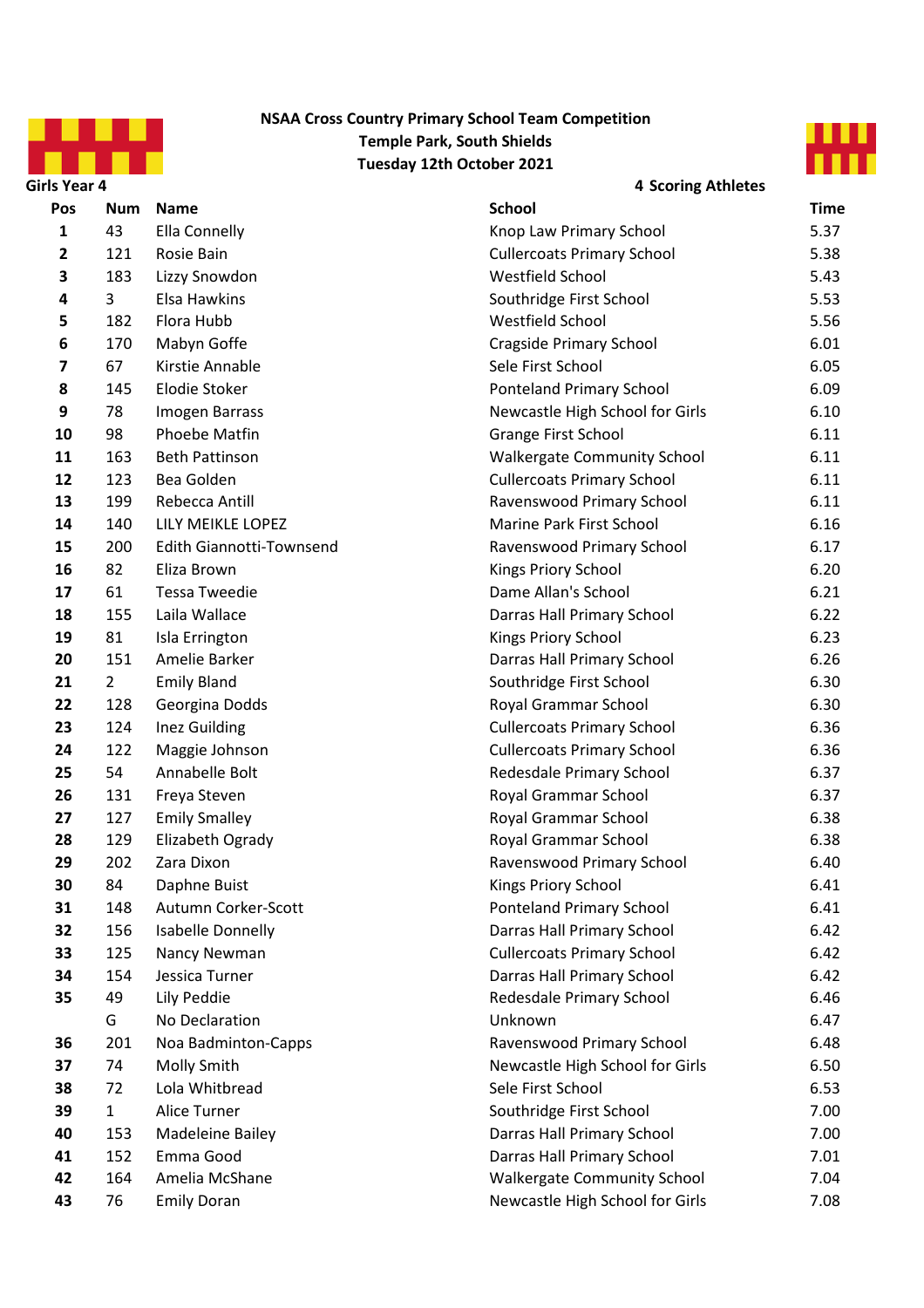**NSAA Cross Country Primary School Team Competition**
**Temple Park, South Shields**
**Tuesday 12th October 2021**

**Girls Year 4** **4 Scoring Athletes**

| Pos | Num | Name | School | Time |
|---|---|---|---|---|
| 1 | 43 | Ella Connelly | Knop Law Primary School | 5.37 |
| 2 | 121 | Rosie Bain | Cullercoats Primary School | 5.38 |
| 3 | 183 | Lizzy Snowdon | Westfield School | 5.43 |
| 4 | 3 | Elsa Hawkins | Southridge First School | 5.53 |
| 5 | 182 | Flora Hubb | Westfield School | 5.56 |
| 6 | 170 | Mabyn Goffe | Cragside Primary School | 6.01 |
| 7 | 67 | Kirstie Annable | Sele First School | 6.05 |
| 8 | 145 | Elodie Stoker | Ponteland Primary School | 6.09 |
| 9 | 78 | Imogen Barrass | Newcastle High School for Girls | 6.10 |
| 10 | 98 | Phoebe Matfin | Grange First School | 6.11 |
| 11 | 163 | Beth Pattinson | Walkergate Community School | 6.11 |
| 12 | 123 | Bea Golden | Cullercoats Primary School | 6.11 |
| 13 | 199 | Rebecca Antill | Ravenswood Primary School | 6.11 |
| 14 | 140 | LILY MEIKLE LOPEZ | Marine Park First School | 6.16 |
| 15 | 200 | Edith Giannotti-Townsend | Ravenswood Primary School | 6.17 |
| 16 | 82 | Eliza Brown | Kings Priory School | 6.20 |
| 17 | 61 | Tessa Tweedie | Dame Allan's School | 6.21 |
| 18 | 155 | Laila Wallace | Darras Hall Primary School | 6.22 |
| 19 | 81 | Isla Errington | Kings Priory School | 6.23 |
| 20 | 151 | Amelie Barker | Darras Hall Primary School | 6.26 |
| 21 | 2 | Emily Bland | Southridge First School | 6.30 |
| 22 | 128 | Georgina Dodds | Royal Grammar School | 6.30 |
| 23 | 124 | Inez Guilding | Cullercoats Primary School | 6.36 |
| 24 | 122 | Maggie Johnson | Cullercoats Primary School | 6.36 |
| 25 | 54 | Annabelle Bolt | Redesdale Primary School | 6.37 |
| 26 | 131 | Freya Steven | Royal Grammar School | 6.37 |
| 27 | 127 | Emily Smalley | Royal Grammar School | 6.38 |
| 28 | 129 | Elizabeth Ogrady | Royal Grammar School | 6.38 |
| 29 | 202 | Zara Dixon | Ravenswood Primary School | 6.40 |
| 30 | 84 | Daphne Buist | Kings Priory School | 6.41 |
| 31 | 148 | Autumn Corker-Scott | Ponteland Primary School | 6.41 |
| 32 | 156 | Isabelle Donnelly | Darras Hall Primary School | 6.42 |
| 33 | 125 | Nancy Newman | Cullercoats Primary School | 6.42 |
| 34 | 154 | Jessica Turner | Darras Hall Primary School | 6.42 |
| 35 | 49 | Lily Peddie | Redesdale Primary School | 6.46 |
| | G | No Declaration | Unknown | 6.47 |
| 36 | 201 | Noa Badminton-Capps | Ravenswood Primary School | 6.48 |
| 37 | 74 | Molly Smith | Newcastle High School for Girls | 6.50 |
| 38 | 72 | Lola Whitbread | Sele First School | 6.53 |
| 39 | 1 | Alice Turner | Southridge First School | 7.00 |
| 40 | 153 | Madeleine Bailey | Darras Hall Primary School | 7.00 |
| 41 | 152 | Emma Good | Darras Hall Primary School | 7.01 |
| 42 | 164 | Amelia McShane | Walkergate Community School | 7.04 |
| 43 | 76 | Emily Doran | Newcastle High School for Girls | 7.08 |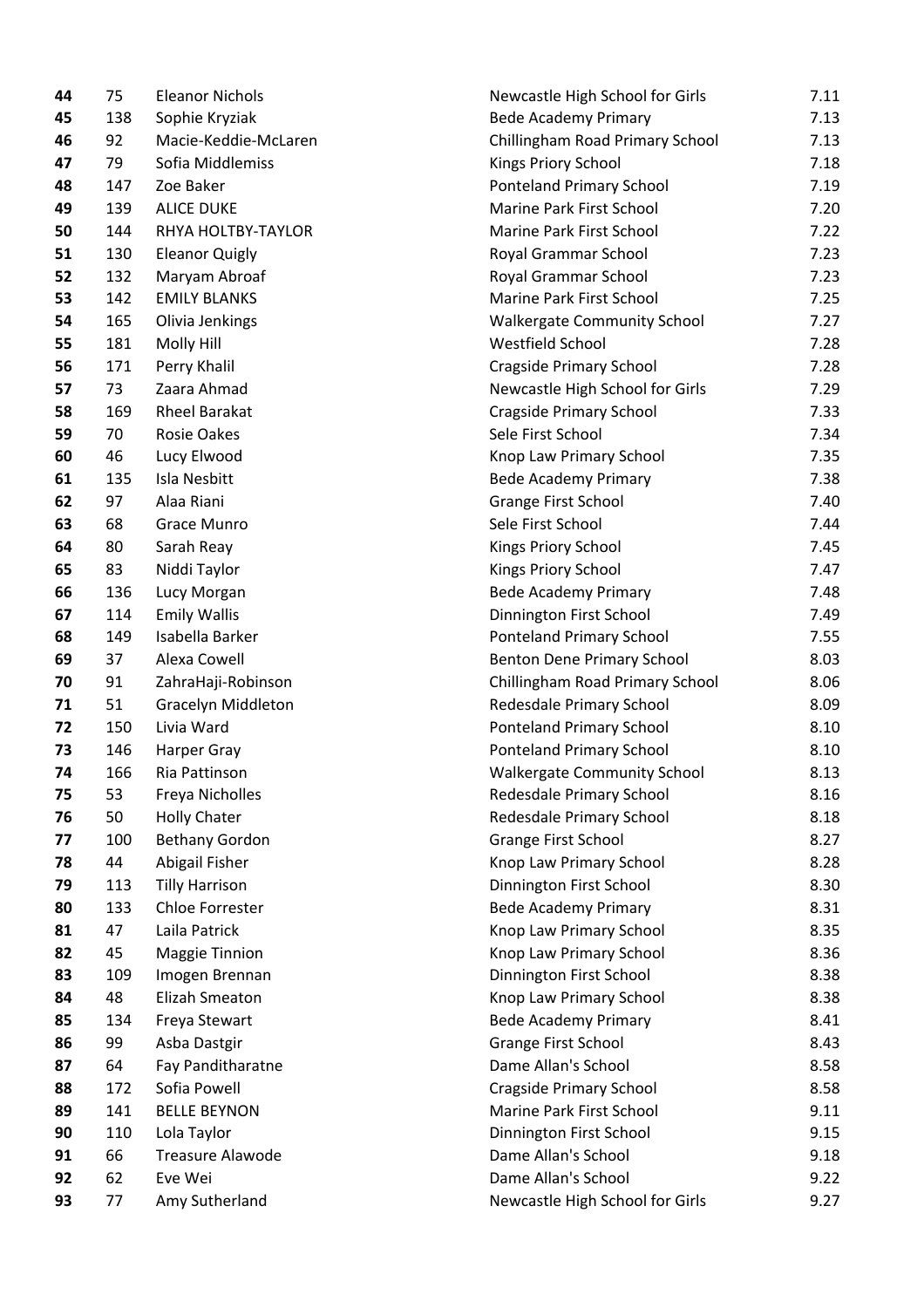| | | | | |
|---|---|---|---|---|
| 44 | 75 | Eleanor Nichols | Newcastle High School for Girls | 7.11 |
| 45 | 138 | Sophie Kryziak | Bede Academy Primary | 7.13 |
| 46 | 92 | Macie-Keddie-McLaren | Chillingham Road Primary School | 7.13 |
| 47 | 79 | Sofia Middlemiss | Kings Priory School | 7.18 |
| 48 | 147 | Zoe Baker | Ponteland Primary School | 7.19 |
| 49 | 139 | ALICE DUKE | Marine Park First School | 7.20 |
| 50 | 144 | RHYA HOLTBY-TAYLOR | Marine Park First School | 7.22 |
| 51 | 130 | Eleanor Quigly | Royal Grammar School | 7.23 |
| 52 | 132 | Maryam Abroaf | Royal Grammar School | 7.23 |
| 53 | 142 | EMILY BLANKS | Marine Park First School | 7.25 |
| 54 | 165 | Olivia Jenkings | Walkergate Community School | 7.27 |
| 55 | 181 | Molly Hill | Westfield School | 7.28 |
| 56 | 171 | Perry Khalil | Cragside Primary School | 7.28 |
| 57 | 73 | Zaara Ahmad | Newcastle High School for Girls | 7.29 |
| 58 | 169 | Rheel Barakat | Cragside Primary School | 7.33 |
| 59 | 70 | Rosie Oakes | Sele First School | 7.34 |
| 60 | 46 | Lucy Elwood | Knop Law Primary School | 7.35 |
| 61 | 135 | Isla Nesbitt | Bede Academy Primary | 7.38 |
| 62 | 97 | Alaa Riani | Grange First School | 7.40 |
| 63 | 68 | Grace Munro | Sele First School | 7.44 |
| 64 | 80 | Sarah Reay | Kings Priory School | 7.45 |
| 65 | 83 | Niddi Taylor | Kings Priory School | 7.47 |
| 66 | 136 | Lucy Morgan | Bede Academy Primary | 7.48 |
| 67 | 114 | Emily Wallis | Dinnington First School | 7.49 |
| 68 | 149 | Isabella Barker | Ponteland Primary School | 7.55 |
| 69 | 37 | Alexa Cowell | Benton Dene Primary School | 8.03 |
| 70 | 91 | ZahraHaji-Robinson | Chillingham Road Primary School | 8.06 |
| 71 | 51 | Gracelyn Middleton | Redesdale Primary School | 8.09 |
| 72 | 150 | Livia Ward | Ponteland Primary School | 8.10 |
| 73 | 146 | Harper Gray | Ponteland Primary School | 8.10 |
| 74 | 166 | Ria Pattinson | Walkergate Community School | 8.13 |
| 75 | 53 | Freya Nicholles | Redesdale Primary School | 8.16 |
| 76 | 50 | Holly Chater | Redesdale Primary School | 8.18 |
| 77 | 100 | Bethany Gordon | Grange First School | 8.27 |
| 78 | 44 | Abigail Fisher | Knop Law Primary School | 8.28 |
| 79 | 113 | Tilly Harrison | Dinnington First School | 8.30 |
| 80 | 133 | Chloe Forrester | Bede Academy Primary | 8.31 |
| 81 | 47 | Laila Patrick | Knop Law Primary School | 8.35 |
| 82 | 45 | Maggie Tinnion | Knop Law Primary School | 8.36 |
| 83 | 109 | Imogen Brennan | Dinnington First School | 8.38 |
| 84 | 48 | Elizah Smeaton | Knop Law Primary School | 8.38 |
| 85 | 134 | Freya Stewart | Bede Academy Primary | 8.41 |
| 86 | 99 | Asba Dastgir | Grange First School | 8.43 |
| 87 | 64 | Fay Panditharatne | Dame Allan's School | 8.58 |
| 88 | 172 | Sofia Powell | Cragside Primary School | 8.58 |
| 89 | 141 | BELLE BEYNON | Marine Park First School | 9.11 |
| 90 | 110 | Lola Taylor | Dinnington First School | 9.15 |
| 91 | 66 | Treasure Alawode | Dame Allan's School | 9.18 |
| 92 | 62 | Eve Wei | Dame Allan's School | 9.22 |
| 93 | 77 | Amy Sutherland | Newcastle High School for Girls | 9.27 |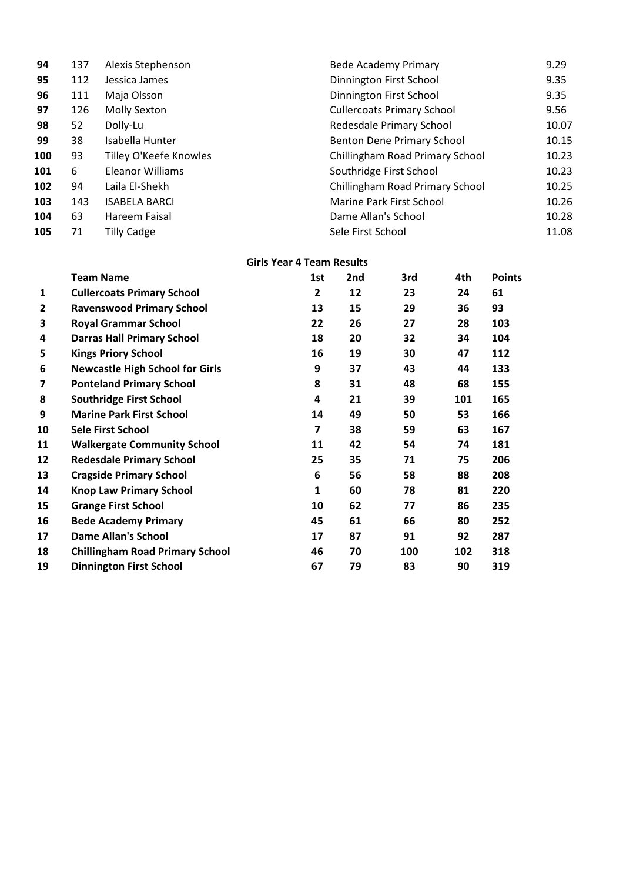| | | | | |
|---|---|---|---|---|
| **94** | 137 | Alexis Stephenson | Bede Academy Primary | 9.29 |
| **95** | 112 | Jessica James | Dinnington First School | 9.35 |
| **96** | 111 | Maja Olsson | Dinnington First School | 9.35 |
| **97** | 126 | Molly Sexton | Cullercoats Primary School | 9.56 |
| **98** | 52 | Dolly-Lu | Redesdale Primary School | 10.07 |
| **99** | 38 | Isabella Hunter | Benton Dene Primary School | 10.15 |
| **100** | 93 | Tilley O'Keefe Knowles | Chillingham Road Primary School | 10.23 |
| **101** | 6 | Eleanor Williams | Southridge First School | 10.23 |
| **102** | 94 | Laila El-Shekh | Chillingham Road Primary School | 10.25 |
| **103** | 143 | ISABELA BARCI | Marine Park First School | 10.26 |
| **104** | 63 | Hareem Faisal | Dame Allan's School | 10.28 |
| **105** | 71 | Tilly Cadge | Sele First School | 11.08 |

### Girls Year 4 Team Results

| | Team Name | 1st | 2nd | 3rd | 4th | Points |
|---|---|---|---|---|---|---|
| **1** | **Cullercoats Primary School** | **2** | **12** | **23** | **24** | **61** |
| **2** | **Ravenswood Primary School** | **13** | **15** | **29** | **36** | **93** |
| **3** | **Royal Grammar School** | **22** | **26** | **27** | **28** | **103** |
| **4** | **Darras Hall Primary School** | **18** | **20** | **32** | **34** | **104** |
| **5** | **Kings Priory School** | **16** | **19** | **30** | **47** | **112** |
| **6** | **Newcastle High School for Girls** | **9** | **37** | **43** | **44** | **133** |
| **7** | **Ponteland Primary School** | **8** | **31** | **48** | **68** | **155** |
| **8** | **Southridge First School** | **4** | **21** | **39** | **101** | **165** |
| **9** | **Marine Park First School** | **14** | **49** | **50** | **53** | **166** |
| **10** | **Sele First School** | **7** | **38** | **59** | **63** | **167** |
| **11** | **Walkergate Community School** | **11** | **42** | **54** | **74** | **181** |
| **12** | **Redesdale Primary School** | **25** | **35** | **71** | **75** | **206** |
| **13** | **Cragside Primary School** | **6** | **56** | **58** | **88** | **208** |
| **14** | **Knop Law Primary School** | **1** | **60** | **78** | **81** | **220** |
| **15** | **Grange First School** | **10** | **62** | **77** | **86** | **235** |
| **16** | **Bede Academy Primary** | **45** | **61** | **66** | **80** | **252** |
| **17** | **Dame Allan's School** | **17** | **87** | **91** | **92** | **287** |
| **18** | **Chillingham Road Primary School** | **46** | **70** | **100** | **102** | **318** |
| **19** | **Dinnington First School** | **67** | **79** | **83** | **90** | **319** |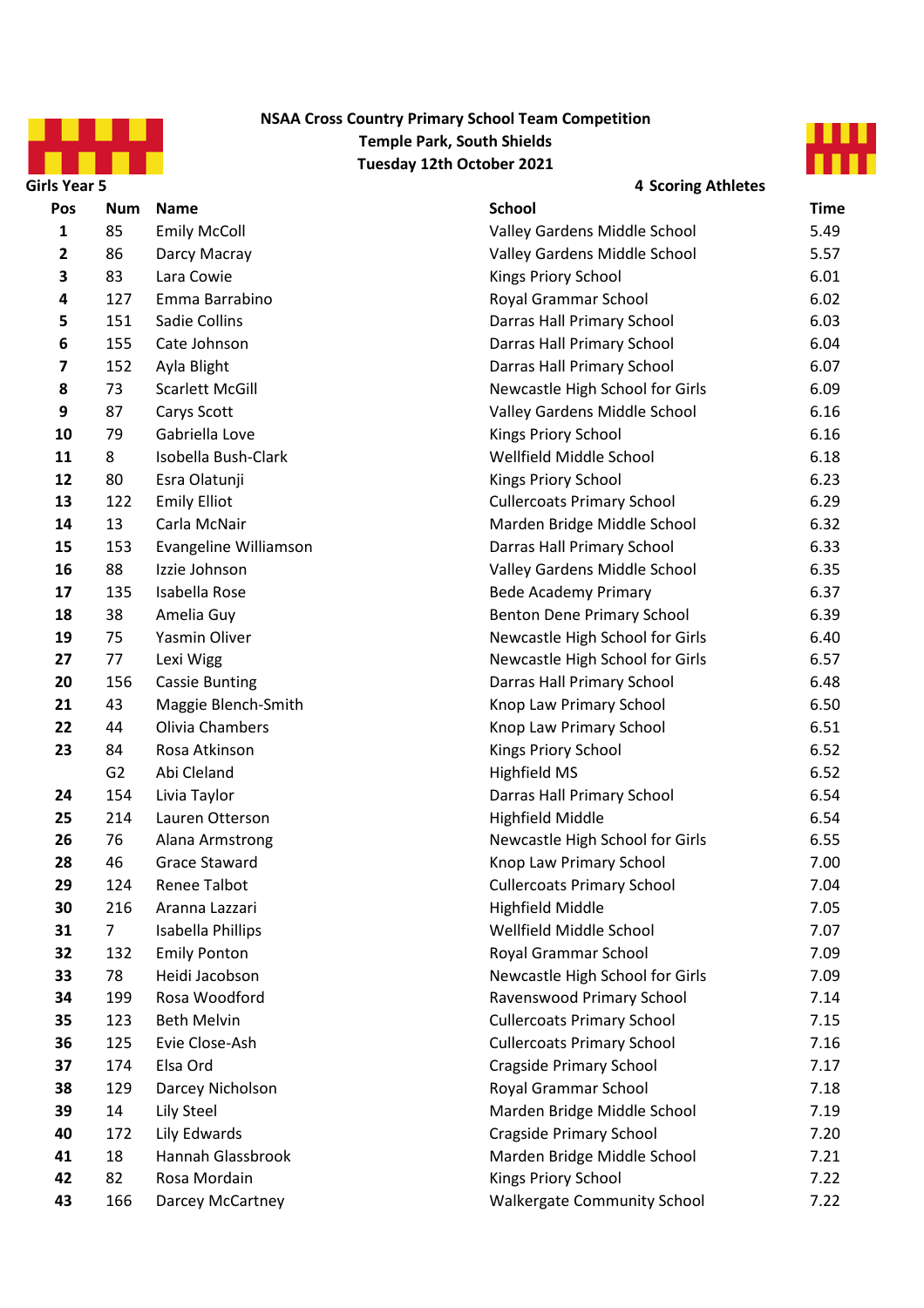**NSAA Cross Country Primary School Team Competition**
**Temple Park, South Shields**
**Tuesday 12th October 2021**

**Girls Year 5** — **4 Scoring Athletes**

| Pos | Num | Name | School | Time |
|---|---|---|---|---|
| 1 | 85 | Emily McColl | Valley Gardens Middle School | 5.49 |
| 2 | 86 | Darcy Macray | Valley Gardens Middle School | 5.57 |
| 3 | 83 | Lara Cowie | Kings Priory School | 6.01 |
| 4 | 127 | Emma Barrabino | Royal Grammar School | 6.02 |
| 5 | 151 | Sadie Collins | Darras Hall Primary School | 6.03 |
| 6 | 155 | Cate Johnson | Darras Hall Primary School | 6.04 |
| 7 | 152 | Ayla Blight | Darras Hall Primary School | 6.07 |
| 8 | 73 | Scarlett McGill | Newcastle High School for Girls | 6.09 |
| 9 | 87 | Carys Scott | Valley Gardens Middle School | 6.16 |
| 10 | 79 | Gabriella Love | Kings Priory School | 6.16 |
| 11 | 8 | Isobella Bush-Clark | Wellfield Middle School | 6.18 |
| 12 | 80 | Esra Olatunji | Kings Priory School | 6.23 |
| 13 | 122 | Emily Elliot | Cullercoats Primary School | 6.29 |
| 14 | 13 | Carla McNair | Marden Bridge Middle School | 6.32 |
| 15 | 153 | Evangeline Williamson | Darras Hall Primary School | 6.33 |
| 16 | 88 | Izzie Johnson | Valley Gardens Middle School | 6.35 |
| 17 | 135 | Isabella Rose | Bede Academy Primary | 6.37 |
| 18 | 38 | Amelia Guy | Benton Dene Primary School | 6.39 |
| 19 | 75 | Yasmin Oliver | Newcastle High School for Girls | 6.40 |
| 27 | 77 | Lexi Wigg | Newcastle High School for Girls | 6.57 |
| 20 | 156 | Cassie Bunting | Darras Hall Primary School | 6.48 |
| 21 | 43 | Maggie Blench-Smith | Knop Law Primary School | 6.50 |
| 22 | 44 | Olivia Chambers | Knop Law Primary School | 6.51 |
| 23 | 84 | Rosa Atkinson | Kings Priory School | 6.52 |
| | G2 | Abi Cleland | Highfield MS | 6.52 |
| 24 | 154 | Livia Taylor | Darras Hall Primary School | 6.54 |
| 25 | 214 | Lauren Otterson | Highfield Middle | 6.54 |
| 26 | 76 | Alana Armstrong | Newcastle High School for Girls | 6.55 |
| 28 | 46 | Grace Staward | Knop Law Primary School | 7.00 |
| 29 | 124 | Renee Talbot | Cullercoats Primary School | 7.04 |
| 30 | 216 | Aranna Lazzari | Highfield Middle | 7.05 |
| 31 | 7 | Isabella Phillips | Wellfield Middle School | 7.07 |
| 32 | 132 | Emily Ponton | Royal Grammar School | 7.09 |
| 33 | 78 | Heidi Jacobson | Newcastle High School for Girls | 7.09 |
| 34 | 199 | Rosa Woodford | Ravenswood Primary School | 7.14 |
| 35 | 123 | Beth Melvin | Cullercoats Primary School | 7.15 |
| 36 | 125 | Evie Close-Ash | Cullercoats Primary School | 7.16 |
| 37 | 174 | Elsa Ord | Cragside Primary School | 7.17 |
| 38 | 129 | Darcey Nicholson | Royal Grammar School | 7.18 |
| 39 | 14 | Lily Steel | Marden Bridge Middle School | 7.19 |
| 40 | 172 | Lily Edwards | Cragside Primary School | 7.20 |
| 41 | 18 | Hannah Glassbrook | Marden Bridge Middle School | 7.21 |
| 42 | 82 | Rosa Mordain | Kings Priory School | 7.22 |
| 43 | 166 | Darcey McCartney | Walkergate Community School | 7.22 |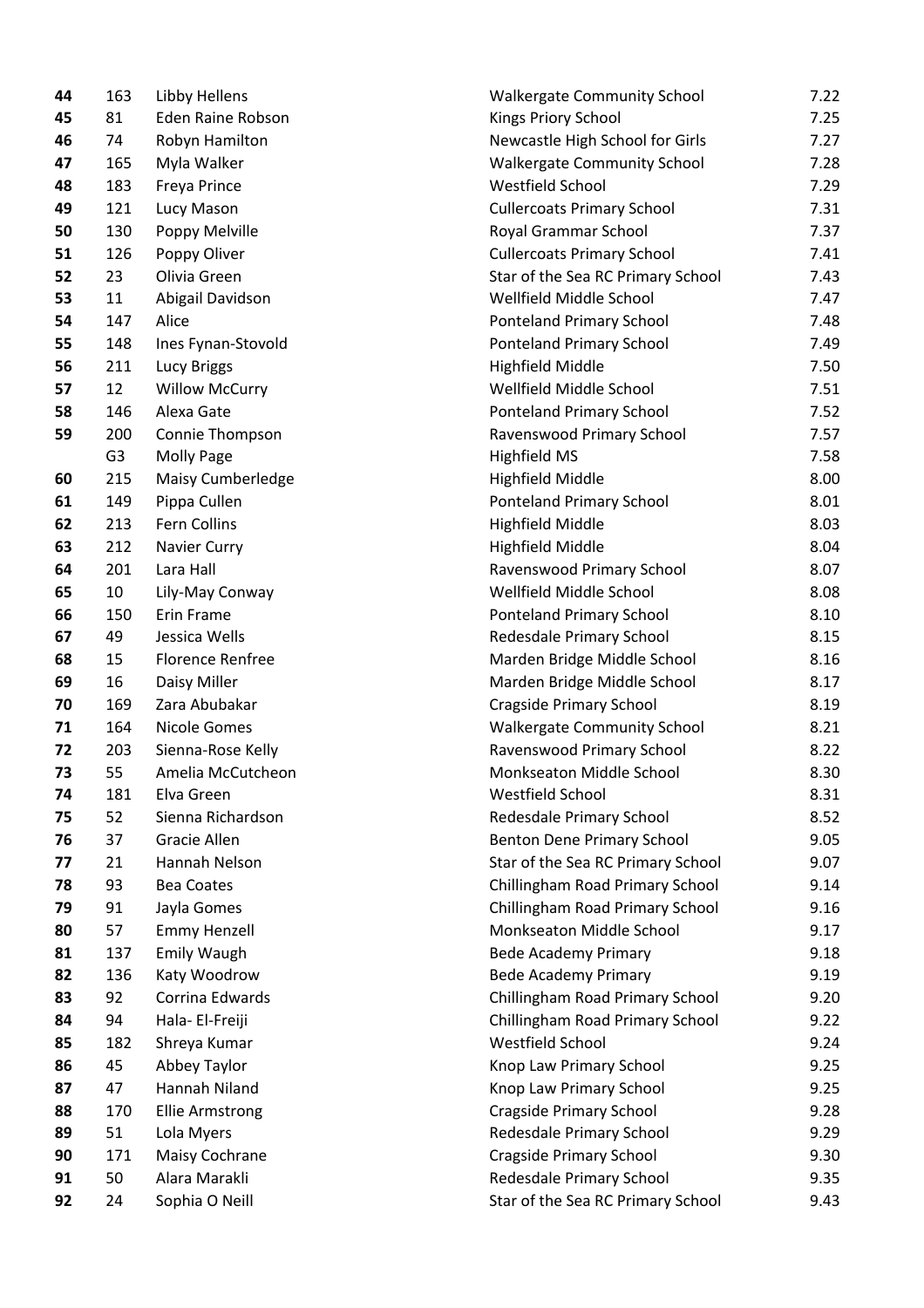| | | | | |
|---|---|---|---|---|
| **44** | 163 | Libby Hellens | Walkergate Community School | 7.22 |
| **45** | 81 | Eden Raine Robson | Kings Priory School | 7.25 |
| **46** | 74 | Robyn Hamilton | Newcastle High School for Girls | 7.27 |
| **47** | 165 | Myla Walker | Walkergate Community School | 7.28 |
| **48** | 183 | Freya Prince | Westfield School | 7.29 |
| **49** | 121 | Lucy Mason | Cullercoats Primary School | 7.31 |
| **50** | 130 | Poppy Melville | Royal Grammar School | 7.37 |
| **51** | 126 | Poppy Oliver | Cullercoats Primary School | 7.41 |
| **52** | 23 | Olivia Green | Star of the Sea RC Primary School | 7.43 |
| **53** | 11 | Abigail Davidson | Wellfield Middle School | 7.47 |
| **54** | 147 | Alice | Ponteland Primary School | 7.48 |
| **55** | 148 | Ines Fynan-Stovold | Ponteland Primary School | 7.49 |
| **56** | 211 | Lucy Briggs | Highfield Middle | 7.50 |
| **57** | 12 | Willow McCurry | Wellfield Middle School | 7.51 |
| **58** | 146 | Alexa Gate | Ponteland Primary School | 7.52 |
| **59** | 200 | Connie Thompson | Ravenswood Primary School | 7.57 |
| | G3 | Molly Page | Highfield MS | 7.58 |
| **60** | 215 | Maisy Cumberledge | Highfield Middle | 8.00 |
| **61** | 149 | Pippa Cullen | Ponteland Primary School | 8.01 |
| **62** | 213 | Fern Collins | Highfield Middle | 8.03 |
| **63** | 212 | Navier Curry | Highfield Middle | 8.04 |
| **64** | 201 | Lara Hall | Ravenswood Primary School | 8.07 |
| **65** | 10 | Lily-May Conway | Wellfield Middle School | 8.08 |
| **66** | 150 | Erin Frame | Ponteland Primary School | 8.10 |
| **67** | 49 | Jessica Wells | Redesdale Primary School | 8.15 |
| **68** | 15 | Florence Renfree | Marden Bridge Middle School | 8.16 |
| **69** | 16 | Daisy Miller | Marden Bridge Middle School | 8.17 |
| **70** | 169 | Zara Abubakar | Cragside Primary School | 8.19 |
| **71** | 164 | Nicole Gomes | Walkergate Community School | 8.21 |
| **72** | 203 | Sienna-Rose Kelly | Ravenswood Primary School | 8.22 |
| **73** | 55 | Amelia McCutcheon | Monkseaton Middle School | 8.30 |
| **74** | 181 | Elva Green | Westfield School | 8.31 |
| **75** | 52 | Sienna Richardson | Redesdale Primary School | 8.52 |
| **76** | 37 | Gracie Allen | Benton Dene Primary School | 9.05 |
| **77** | 21 | Hannah Nelson | Star of the Sea RC Primary School | 9.07 |
| **78** | 93 | Bea Coates | Chillingham Road Primary School | 9.14 |
| **79** | 91 | Jayla Gomes | Chillingham Road Primary School | 9.16 |
| **80** | 57 | Emmy Henzell | Monkseaton Middle School | 9.17 |
| **81** | 137 | Emily Waugh | Bede Academy Primary | 9.18 |
| **82** | 136 | Katy Woodrow | Bede Academy Primary | 9.19 |
| **83** | 92 | Corrina Edwards | Chillingham Road Primary School | 9.20 |
| **84** | 94 | Hala- El-Freiji | Chillingham Road Primary School | 9.22 |
| **85** | 182 | Shreya Kumar | Westfield School | 9.24 |
| **86** | 45 | Abbey Taylor | Knop Law Primary School | 9.25 |
| **87** | 47 | Hannah Niland | Knop Law Primary School | 9.25 |
| **88** | 170 | Ellie Armstrong | Cragside Primary School | 9.28 |
| **89** | 51 | Lola Myers | Redesdale Primary School | 9.29 |
| **90** | 171 | Maisy Cochrane | Cragside Primary School | 9.30 |
| **91** | 50 | Alara Marakli | Redesdale Primary School | 9.35 |
| **92** | 24 | Sophia O Neill | Star of the Sea RC Primary School | 9.43 |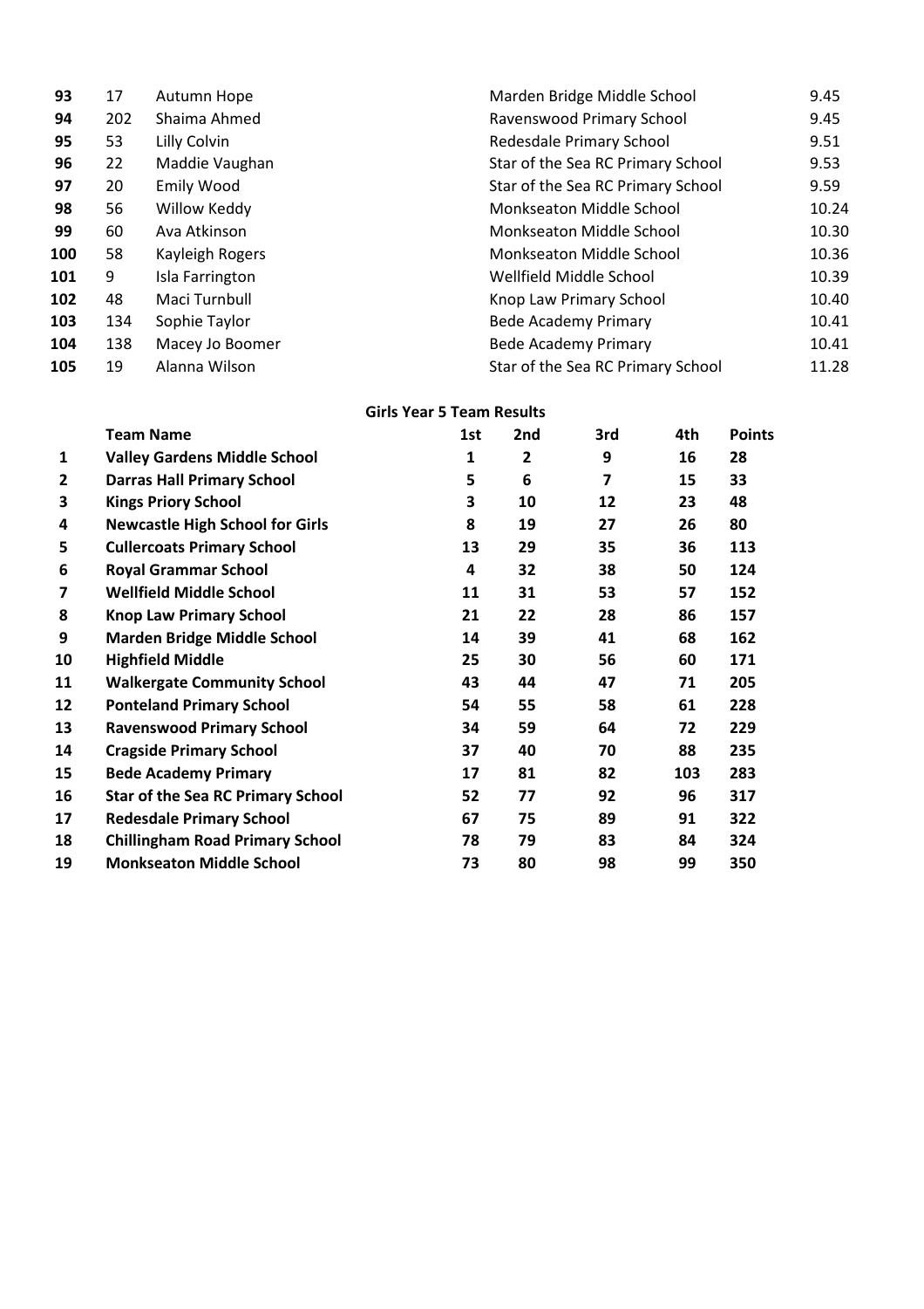| | | | | |
|---|---|---|---|---|
| **93** | 17 | Autumn Hope | Marden Bridge Middle School | 9.45 |
| **94** | 202 | Shaima Ahmed | Ravenswood Primary School | 9.45 |
| **95** | 53 | Lilly Colvin | Redesdale Primary School | 9.51 |
| **96** | 22 | Maddie Vaughan | Star of the Sea RC Primary School | 9.53 |
| **97** | 20 | Emily Wood | Star of the Sea RC Primary School | 9.59 |
| **98** | 56 | Willow Keddy | Monkseaton Middle School | 10.24 |
| **99** | 60 | Ava Atkinson | Monkseaton Middle School | 10.30 |
| **100** | 58 | Kayleigh Rogers | Monkseaton Middle School | 10.36 |
| **101** | 9 | Isla Farrington | Wellfield Middle School | 10.39 |
| **102** | 48 | Maci Turnbull | Knop Law Primary School | 10.40 |
| **103** | 134 | Sophie Taylor | Bede Academy Primary | 10.41 |
| **104** | 138 | Macey Jo Boomer | Bede Academy Primary | 10.41 |
| **105** | 19 | Alanna Wilson | Star of the Sea RC Primary School | 11.28 |

**Girls Year 5 Team Results**

| | **Team Name** | **1st** | **2nd** | **3rd** | **4th** | **Points** |
|---|---|---|---|---|---|---|
| **1** | **Valley Gardens Middle School** | **1** | **2** | **9** | **16** | **28** |
| **2** | **Darras Hall Primary School** | **5** | **6** | **7** | **15** | **33** |
| **3** | **Kings Priory School** | **3** | **10** | **12** | **23** | **48** |
| **4** | **Newcastle High School for Girls** | **8** | **19** | **27** | **26** | **80** |
| **5** | **Cullercoats Primary School** | **13** | **29** | **35** | **36** | **113** |
| **6** | **Royal Grammar School** | **4** | **32** | **38** | **50** | **124** |
| **7** | **Wellfield Middle School** | **11** | **31** | **53** | **57** | **152** |
| **8** | **Knop Law Primary School** | **21** | **22** | **28** | **86** | **157** |
| **9** | **Marden Bridge Middle School** | **14** | **39** | **41** | **68** | **162** |
| **10** | **Highfield Middle** | **25** | **30** | **56** | **60** | **171** |
| **11** | **Walkergate Community School** | **43** | **44** | **47** | **71** | **205** |
| **12** | **Ponteland Primary School** | **54** | **55** | **58** | **61** | **228** |
| **13** | **Ravenswood Primary School** | **34** | **59** | **64** | **72** | **229** |
| **14** | **Cragside Primary School** | **37** | **40** | **70** | **88** | **235** |
| **15** | **Bede Academy Primary** | **17** | **81** | **82** | **103** | **283** |
| **16** | **Star of the Sea RC Primary School** | **52** | **77** | **92** | **96** | **317** |
| **17** | **Redesdale Primary School** | **67** | **75** | **89** | **91** | **322** |
| **18** | **Chillingham Road Primary School** | **78** | **79** | **83** | **84** | **324** |
| **19** | **Monkseaton Middle School** | **73** | **80** | **98** | **99** | **350** |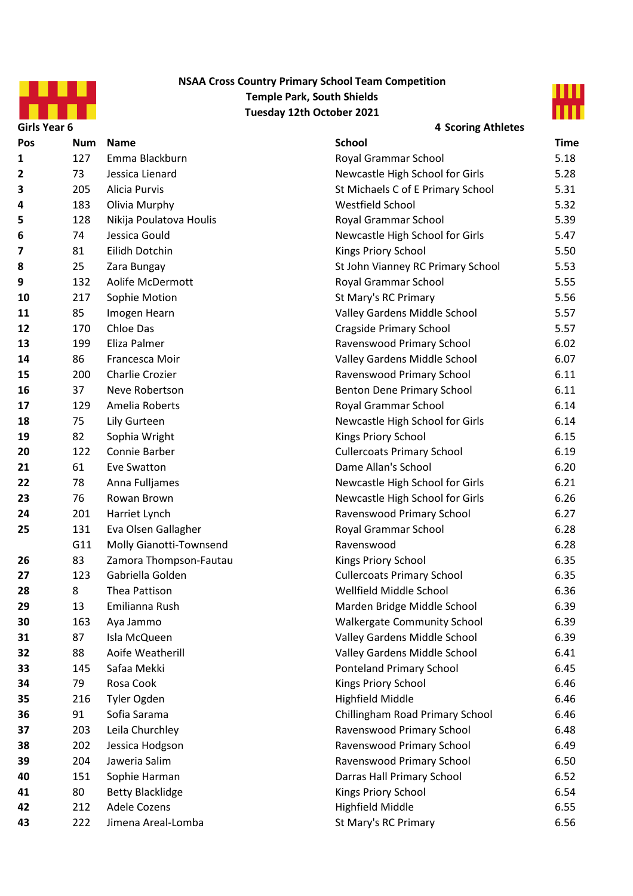**NSAA Cross Country Primary School Team Competition**
**Temple Park, South Shields**
**Tuesday 12th October 2021**

**Girls Year 6** — **4 Scoring Athletes**

| Pos | Num | Name | School | Time |
|---|---|---|---|---|
| 1 | 127 | Emma Blackburn | Royal Grammar School | 5.18 |
| 2 | 73 | Jessica Lienard | Newcastle High School for Girls | 5.28 |
| 3 | 205 | Alicia Purvis | St Michaels C of E Primary School | 5.31 |
| 4 | 183 | Olivia Murphy | Westfield School | 5.32 |
| 5 | 128 | Nikija Poulatova Houlis | Royal Grammar School | 5.39 |
| 6 | 74 | Jessica Gould | Newcastle High School for Girls | 5.47 |
| 7 | 81 | Eilidh Dotchin | Kings Priory School | 5.50 |
| 8 | 25 | Zara Bungay | St John Vianney RC Primary School | 5.53 |
| 9 | 132 | Aolife McDermott | Royal Grammar School | 5.55 |
| 10 | 217 | Sophie Motion | St Mary's RC Primary | 5.56 |
| 11 | 85 | Imogen Hearn | Valley Gardens Middle School | 5.57 |
| 12 | 170 | Chloe Das | Cragside Primary School | 5.57 |
| 13 | 199 | Eliza Palmer | Ravenswood Primary School | 6.02 |
| 14 | 86 | Francesca Moir | Valley Gardens Middle School | 6.07 |
| 15 | 200 | Charlie Crozier | Ravenswood Primary School | 6.11 |
| 16 | 37 | Neve Robertson | Benton Dene Primary School | 6.11 |
| 17 | 129 | Amelia Roberts | Royal Grammar School | 6.14 |
| 18 | 75 | Lily Gurteen | Newcastle High School for Girls | 6.14 |
| 19 | 82 | Sophia Wright | Kings Priory School | 6.15 |
| 20 | 122 | Connie Barber | Cullercoats Primary School | 6.19 |
| 21 | 61 | Eve Swatton | Dame Allan's School | 6.20 |
| 22 | 78 | Anna Fulljames | Newcastle High School for Girls | 6.21 |
| 23 | 76 | Rowan Brown | Newcastle High School for Girls | 6.26 |
| 24 | 201 | Harriet Lynch | Ravenswood Primary School | 6.27 |
| 25 | 131 | Eva Olsen Gallagher | Royal Grammar School | 6.28 |
| | G11 | Molly Gianotti-Townsend | Ravenswood | 6.28 |
| 26 | 83 | Zamora Thompson-Fautau | Kings Priory School | 6.35 |
| 27 | 123 | Gabriella Golden | Cullercoats Primary School | 6.35 |
| 28 | 8 | Thea Pattison | Wellfield Middle School | 6.36 |
| 29 | 13 | Emilianna Rush | Marden Bridge Middle School | 6.39 |
| 30 | 163 | Aya Jammo | Walkergate Community School | 6.39 |
| 31 | 87 | Isla McQueen | Valley Gardens Middle School | 6.39 |
| 32 | 88 | Aoife Weatherill | Valley Gardens Middle School | 6.41 |
| 33 | 145 | Safaa Mekki | Ponteland Primary School | 6.45 |
| 34 | 79 | Rosa Cook | Kings Priory School | 6.46 |
| 35 | 216 | Tyler Ogden | Highfield Middle | 6.46 |
| 36 | 91 | Sofia Sarama | Chillingham Road Primary School | 6.46 |
| 37 | 203 | Leila Churchley | Ravenswood Primary School | 6.48 |
| 38 | 202 | Jessica Hodgson | Ravenswood Primary School | 6.49 |
| 39 | 204 | Jaweria Salim | Ravenswood Primary School | 6.50 |
| 40 | 151 | Sophie Harman | Darras Hall Primary School | 6.52 |
| 41 | 80 | Betty Blacklidge | Kings Priory School | 6.54 |
| 42 | 212 | Adele Cozens | Highfield Middle | 6.55 |
| 43 | 222 | Jimena Areal-Lomba | St Mary's RC Primary | 6.56 |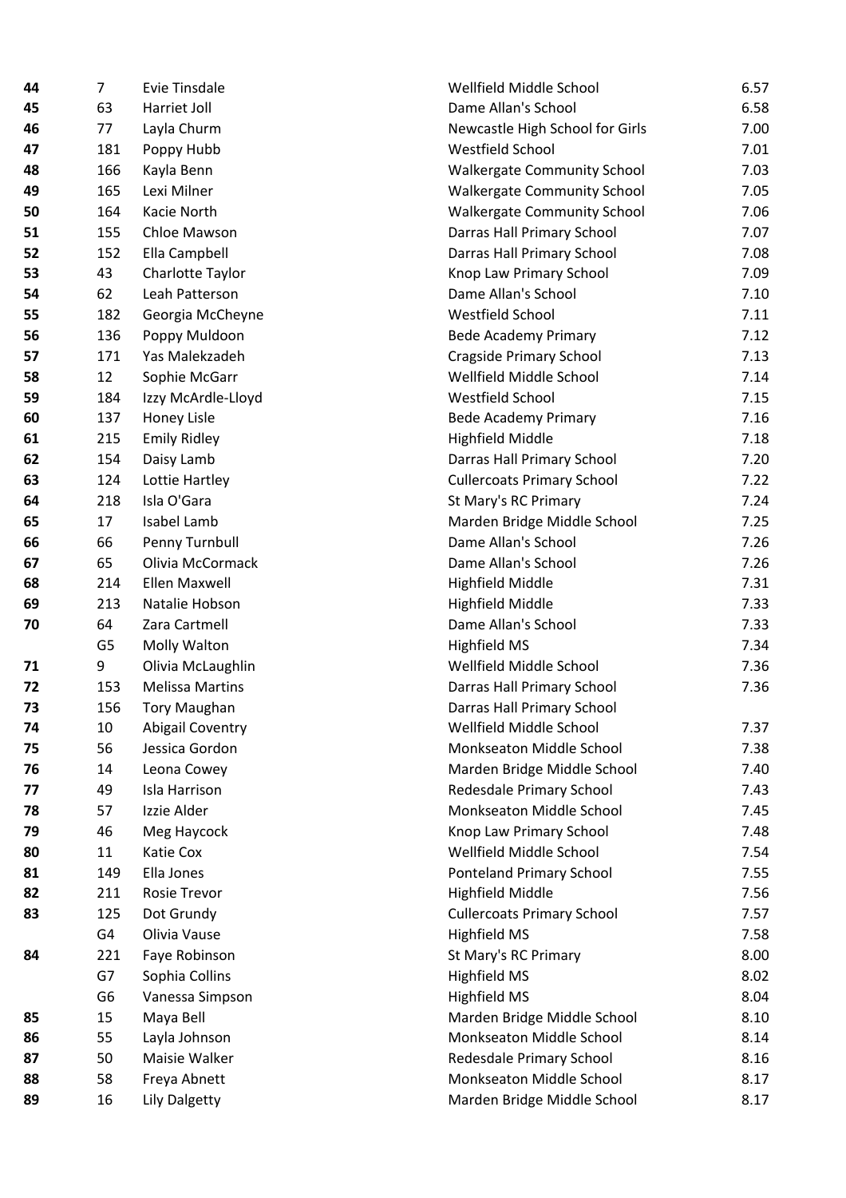| | | | | |
|---|---|---|---|---|
| 44 | 7 | Evie Tinsdale | Wellfield Middle School | 6.57 |
| 45 | 63 | Harriet Joll | Dame Allan's School | 6.58 |
| 46 | 77 | Layla Churm | Newcastle High School for Girls | 7.00 |
| 47 | 181 | Poppy Hubb | Westfield School | 7.01 |
| 48 | 166 | Kayla Benn | Walkergate Community School | 7.03 |
| 49 | 165 | Lexi Milner | Walkergate Community School | 7.05 |
| 50 | 164 | Kacie North | Walkergate Community School | 7.06 |
| 51 | 155 | Chloe Mawson | Darras Hall Primary School | 7.07 |
| 52 | 152 | Ella Campbell | Darras Hall Primary School | 7.08 |
| 53 | 43 | Charlotte Taylor | Knop Law Primary School | 7.09 |
| 54 | 62 | Leah Patterson | Dame Allan's School | 7.10 |
| 55 | 182 | Georgia McCheyne | Westfield School | 7.11 |
| 56 | 136 | Poppy Muldoon | Bede Academy Primary | 7.12 |
| 57 | 171 | Yas Malekzadeh | Cragside Primary School | 7.13 |
| 58 | 12 | Sophie McGarr | Wellfield Middle School | 7.14 |
| 59 | 184 | Izzy McArdle-Lloyd | Westfield School | 7.15 |
| 60 | 137 | Honey Lisle | Bede Academy Primary | 7.16 |
| 61 | 215 | Emily Ridley | Highfield Middle | 7.18 |
| 62 | 154 | Daisy Lamb | Darras Hall Primary School | 7.20 |
| 63 | 124 | Lottie Hartley | Cullercoats Primary School | 7.22 |
| 64 | 218 | Isla O'Gara | St Mary's RC Primary | 7.24 |
| 65 | 17 | Isabel Lamb | Marden Bridge Middle School | 7.25 |
| 66 | 66 | Penny Turnbull | Dame Allan's School | 7.26 |
| 67 | 65 | Olivia McCormack | Dame Allan's School | 7.26 |
| 68 | 214 | Ellen Maxwell | Highfield Middle | 7.31 |
| 69 | 213 | Natalie Hobson | Highfield Middle | 7.33 |
| 70 | 64 | Zara Cartmell | Dame Allan's School | 7.33 |
| | G5 | Molly Walton | Highfield MS | 7.34 |
| 71 | 9 | Olivia McLaughlin | Wellfield Middle School | 7.36 |
| 72 | 153 | Melissa Martins | Darras Hall Primary School | 7.36 |
| 73 | 156 | Tory Maughan | Darras Hall Primary School | |
| 74 | 10 | Abigail Coventry | Wellfield Middle School | 7.37 |
| 75 | 56 | Jessica Gordon | Monkseaton Middle School | 7.38 |
| 76 | 14 | Leona Cowey | Marden Bridge Middle School | 7.40 |
| 77 | 49 | Isla Harrison | Redesdale Primary School | 7.43 |
| 78 | 57 | Izzie Alder | Monkseaton Middle School | 7.45 |
| 79 | 46 | Meg Haycock | Knop Law Primary School | 7.48 |
| 80 | 11 | Katie Cox | Wellfield Middle School | 7.54 |
| 81 | 149 | Ella Jones | Ponteland Primary School | 7.55 |
| 82 | 211 | Rosie Trevor | Highfield Middle | 7.56 |
| 83 | 125 | Dot Grundy | Cullercoats Primary School | 7.57 |
| | G4 | Olivia Vause | Highfield MS | 7.58 |
| 84 | 221 | Faye Robinson | St Mary's RC Primary | 8.00 |
| | G7 | Sophia Collins | Highfield MS | 8.02 |
| | G6 | Vanessa Simpson | Highfield MS | 8.04 |
| 85 | 15 | Maya Bell | Marden Bridge Middle School | 8.10 |
| 86 | 55 | Layla Johnson | Monkseaton Middle School | 8.14 |
| 87 | 50 | Maisie Walker | Redesdale Primary School | 8.16 |
| 88 | 58 | Freya Abnett | Monkseaton Middle School | 8.17 |
| 89 | 16 | Lily Dalgetty | Marden Bridge Middle School | 8.17 |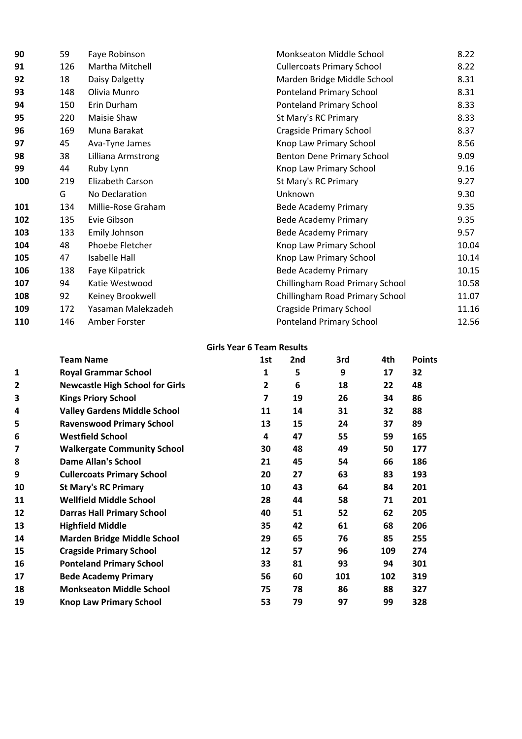| | | | | |
|---|---|---|---|---|
| **90** | 59 | Faye Robinson | Monkseaton Middle School | 8.22 |
| **91** | 126 | Martha Mitchell | Cullercoats Primary School | 8.22 |
| **92** | 18 | Daisy Dalgetty | Marden Bridge Middle School | 8.31 |
| **93** | 148 | Olivia Munro | Ponteland Primary School | 8.31 |
| **94** | 150 | Erin Durham | Ponteland Primary School | 8.33 |
| **95** | 220 | Maisie Shaw | St Mary's RC Primary | 8.33 |
| **96** | 169 | Muna Barakat | Cragside Primary School | 8.37 |
| **97** | 45 | Ava-Tyne James | Knop Law Primary School | 8.56 |
| **98** | 38 | Lilliana Armstrong | Benton Dene Primary School | 9.09 |
| **99** | 44 | Ruby Lynn | Knop Law Primary School | 9.16 |
| **100** | 219 | Elizabeth Carson | St Mary's RC Primary | 9.27 |
| | G | No Declaration | Unknown | 9.30 |
| **101** | 134 | Millie-Rose Graham | Bede Academy Primary | 9.35 |
| **102** | 135 | Evie Gibson | Bede Academy Primary | 9.35 |
| **103** | 133 | Emily Johnson | Bede Academy Primary | 9.57 |
| **104** | 48 | Phoebe Fletcher | Knop Law Primary School | 10.04 |
| **105** | 47 | Isabelle Hall | Knop Law Primary School | 10.14 |
| **106** | 138 | Faye Kilpatrick | Bede Academy Primary | 10.15 |
| **107** | 94 | Katie Westwood | Chillingham Road Primary School | 10.58 |
| **108** | 92 | Keiney Brookwell | Chillingham Road Primary School | 11.07 |
| **109** | 172 | Yasaman Malekzadeh | Cragside Primary School | 11.16 |
| **110** | 146 | Amber Forster | Ponteland Primary School | 12.56 |

## Girls Year 6 Team Results

| | **Team Name** | **1st** | **2nd** | **3rd** | **4th** | **Points** |
|---|---|---|---|---|---|---|
| **1** | **Royal Grammar School** | **1** | **5** | **9** | **17** | **32** |
| **2** | **Newcastle High School for Girls** | **2** | **6** | **18** | **22** | **48** |
| **3** | **Kings Priory School** | **7** | **19** | **26** | **34** | **86** |
| **4** | **Valley Gardens Middle School** | **11** | **14** | **31** | **32** | **88** |
| **5** | **Ravenswood Primary School** | **13** | **15** | **24** | **37** | **89** |
| **6** | **Westfield School** | **4** | **47** | **55** | **59** | **165** |
| **7** | **Walkergate Community School** | **30** | **48** | **49** | **50** | **177** |
| **8** | **Dame Allan's School** | **21** | **45** | **54** | **66** | **186** |
| **9** | **Cullercoats Primary School** | **20** | **27** | **63** | **83** | **193** |
| **10** | **St Mary's RC Primary** | **10** | **43** | **64** | **84** | **201** |
| **11** | **Wellfield Middle School** | **28** | **44** | **58** | **71** | **201** |
| **12** | **Darras Hall Primary School** | **40** | **51** | **52** | **62** | **205** |
| **13** | **Highfield Middle** | **35** | **42** | **61** | **68** | **206** |
| **14** | **Marden Bridge Middle School** | **29** | **65** | **76** | **85** | **255** |
| **15** | **Cragside Primary School** | **12** | **57** | **96** | **109** | **274** |
| **16** | **Ponteland Primary School** | **33** | **81** | **93** | **94** | **301** |
| **17** | **Bede Academy Primary** | **56** | **60** | **101** | **102** | **319** |
| **18** | **Monkseaton Middle School** | **75** | **78** | **86** | **88** | **327** |
| **19** | **Knop Law Primary School** | **53** | **79** | **97** | **99** | **328** |